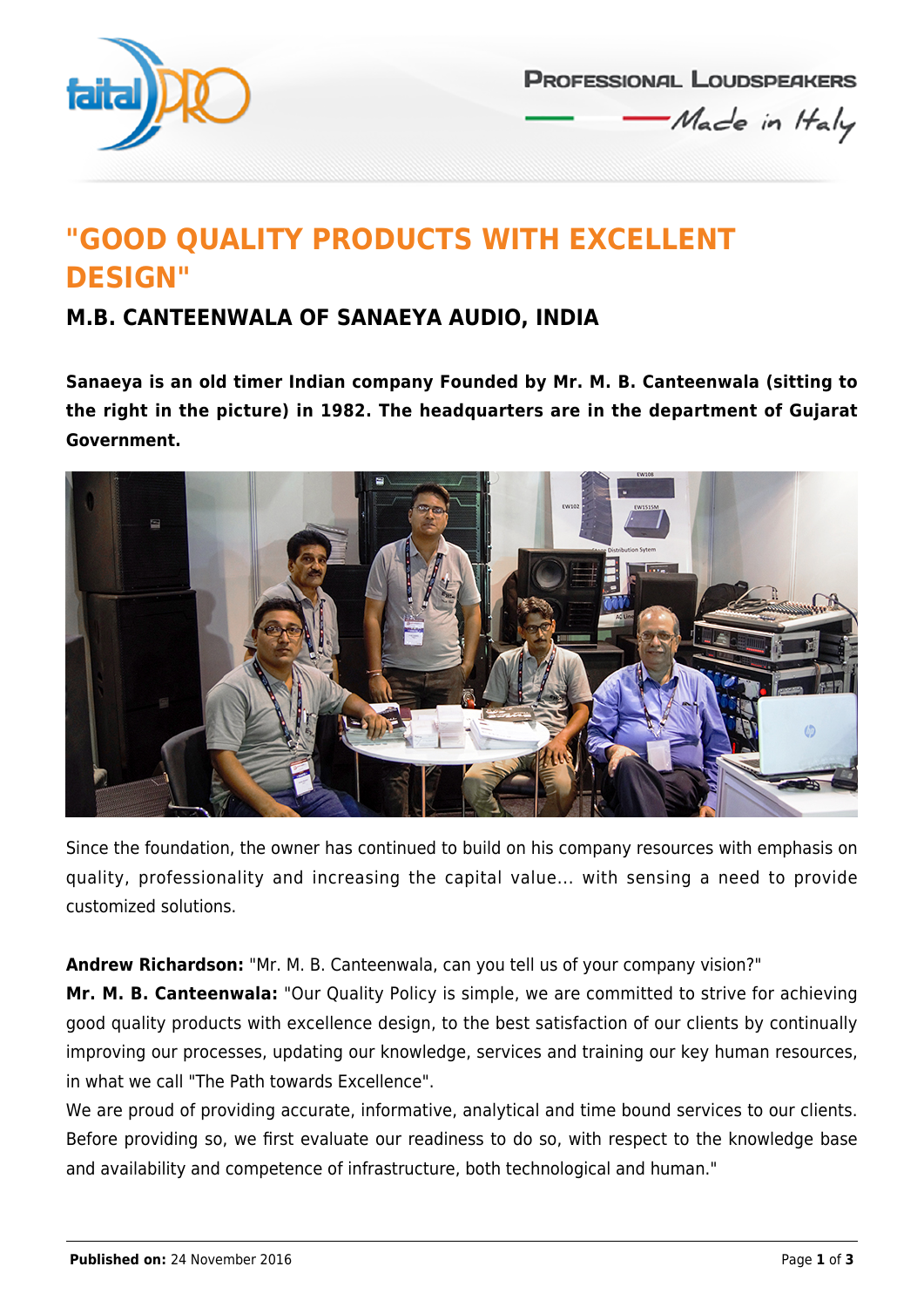# "GOOD QUALITY PRODUCTS WITH EXCELLENT DESIGN"

## M.B. CANTEENWALA OF SANAEYA AUDIO, INDIA

**Sanaeya is an old timer Indian company Founded by Mr. M. B. Canteenwala (sitting to the right in the picture) in 1982. The headquarters are in the department of Gujarat Government.**

Since the foundation, the owner has continued to build on his company resources with emphasis on quality, professionality and increasing the capital value... with sensing a need to provide customized solutions.

**Andrew Richardson:** "Mr. M. B. Canteenwala, can you tell us of your company vision?"

**Mr. M. B. Canteenwala:** "Our Quality Policy is simple, we are committed to strive for achieving good quality products with excellence design, to the best satisfaction of our clients by continually improving our processes, updating our knowledge, services and training our key human resources, in what we call "The Path towards Excellence".

We are proud of providing accurate, informative, analytical and time bound services to our clients. Before providing so, we first evaluate our readiness to do so, with respect to the knowledge base and availability and competence of infrastructure, both technological and human."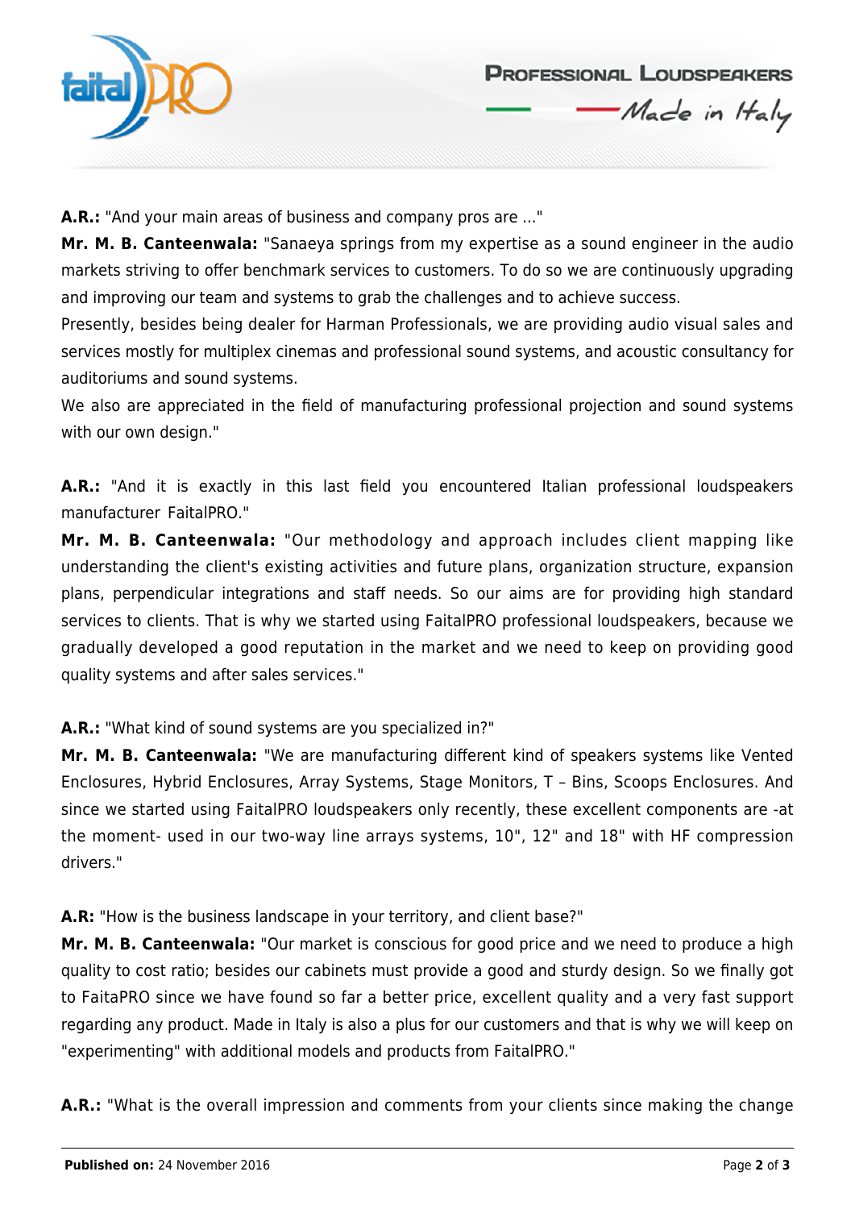**A.R.:** "And your main areas of business and company pros are ..."

**Mr. M. B. Canteenwala:** "Sanaeya springs from my expertise as a sound engineer in the audio markets striving to offer benchmark services to customers. To do so we are continuously upgrading and improving our team and systems to grab the challenges and to achieve success.

Presently, besides being dealer for Harman Professionals, we are providing audio visual sales and services mostly for multiplex cinemas and professional sound systems, and acoustic consultancy for auditoriums and sound systems.

We also are appreciated in the field of manufacturing professional projection and sound systems with our own design."

**A.R.:** "And it is exactly in this last field you encountered Italian professional loudspeakers manufacturer FaitalPRO."

**Mr. M. B. Canteenwala:** "Our methodology and approach includes client mapping like understanding the client's existing activities and future plans, organization structure, expansion plans, perpendicular integrations and staff needs. So our aims are for providing high standard services to clients. That is why we started using FaitalPRO professional loudspeakers, because we gradually developed a good reputation in the market and we need to keep on providing good quality systems and after sales services."

**A.R.:** "What kind of sound systems are you specialized in?"

**Mr. M. B. Canteenwala:** "We are manufacturing different kind of speakers systems like Vented Enclosures, Hybrid Enclosures, Array Systems, Stage Monitors, T – Bins, Scoops Enclosures. And since we started using FaitalPRO loudspeakers only recently, these excellent components are -at the moment- used in our two-way line arrays systems, 10", 12" and 18" with HF compression drivers."

**A.R:** "How is the business landscape in your territory, and client base?"

**Mr. M. B. Canteenwala:** "Our market is conscious for good price and we need to produce a high quality to cost ratio; besides our cabinets must provide a good and sturdy design. So we finally got to FaitaPRO since we have found so far a better price, excellent quality and a very fast support regarding any product. Made in Italy is also a plus for our customers and that is why we will keep on "experimenting" with additional models and products from FaitalPRO."

**A.R.:** "What is the overall impression and comments from your clients since making the change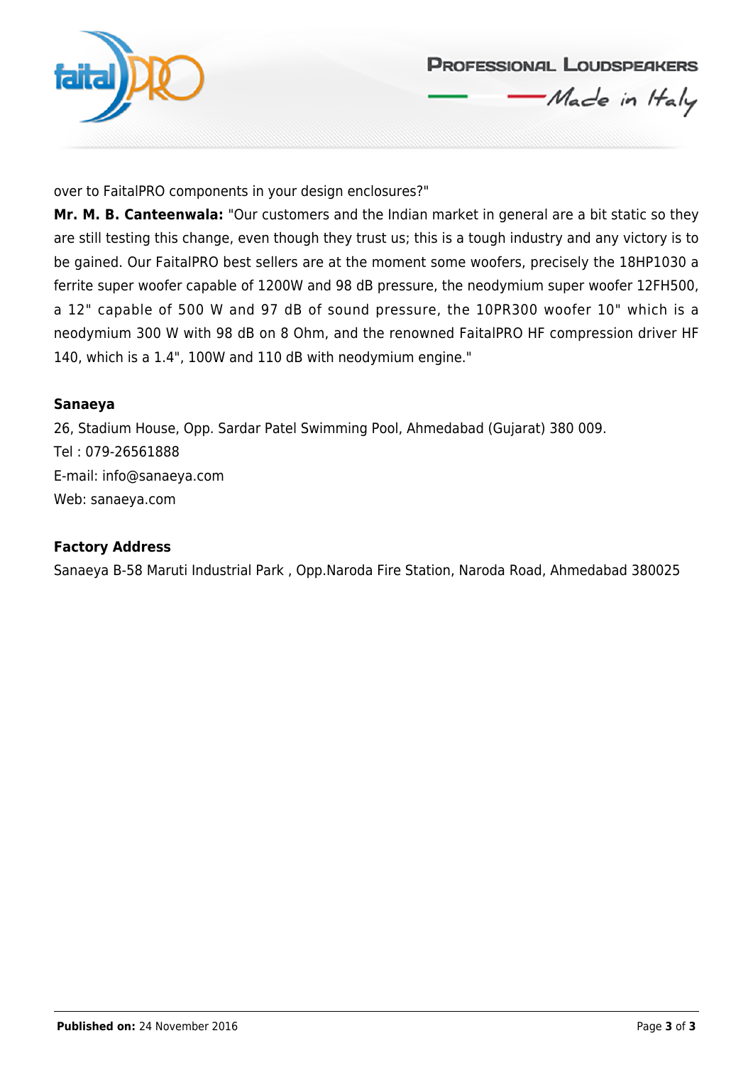over to FaitalPRO components in your design enclosures?"

**Mr. M. B. Canteenwala:** "Our customers and the Indian market in general are a bit static so they are still testing this change, even though they trust us; this is a tough industry and any victory is to be gained. Our FaitalPRO best sellers are at the moment some woofers, precisely the 18HP1030 a ferrite super woofer capable of 1200W and 98 dB pressure, the neodymium super woofer 12FH500, a 12" capable of 500 W and 97 dB of sound pressure, the 10PR300 woofer 10" which is a neodymium 300 W with 98 dB on 8 Ohm, and the renowned FaitalPRO HF compression driver HF 140, which is a 1.4", 100W and 110 dB with neodymium engine."

**Sanaeya**

26, Stadium House, Opp. Sardar Patel Swimming Pool, Ahmedabad (Gujarat) 380 009.
Tel : 079-26561888
E-mail: info@sanaeya.com
Web: sanaeya.com

**Factory Address**

Sanaeya B-58 Maruti Industrial Park , Opp.Naroda Fire Station, Naroda Road, Ahmedabad 380025

**Published on:** 24 November 2016